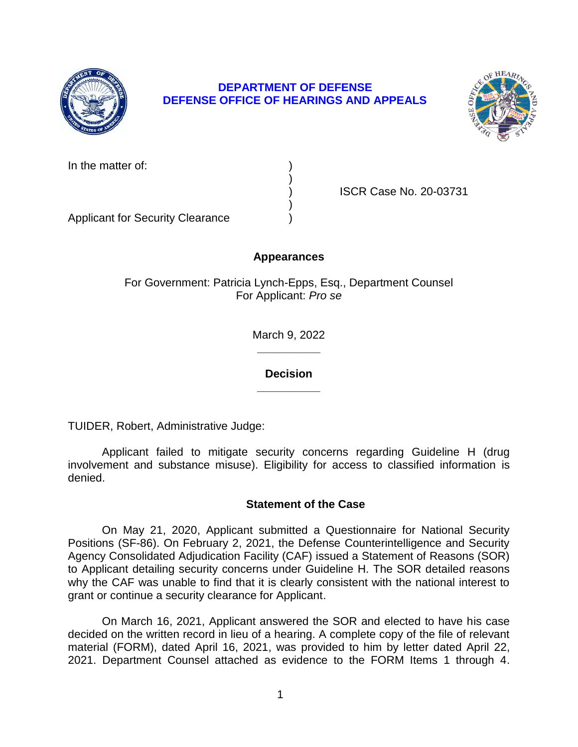**DEPARTMENT OF DEFENSE**
**DEFENSE OFFICE OF HEARINGS AND APPEALS**

In the matter of: )
)
) ISCR Case No. 20-03731
)
Applicant for Security Clearance )

## Appearances

For Government: Patricia Lynch-Epps, Esq., Department Counsel
For Applicant: *Pro se*

March 9, 2022

______________

## Decision

______________

TUIDER, Robert, Administrative Judge:

Applicant failed to mitigate security concerns regarding Guideline H (drug involvement and substance misuse). Eligibility for access to classified information is denied.

## Statement of the Case

On May 21, 2020, Applicant submitted a Questionnaire for National Security Positions (SF-86). On February 2, 2021, the Defense Counterintelligence and Security Agency Consolidated Adjudication Facility (CAF) issued a Statement of Reasons (SOR) to Applicant detailing security concerns under Guideline H. The SOR detailed reasons why the CAF was unable to find that it is clearly consistent with the national interest to grant or continue a security clearance for Applicant.

On March 16, 2021, Applicant answered the SOR and elected to have his case decided on the written record in lieu of a hearing. A complete copy of the file of relevant material (FORM), dated April 16, 2021, was provided to him by letter dated April 22, 2021. Department Counsel attached as evidence to the FORM Items 1 through 4.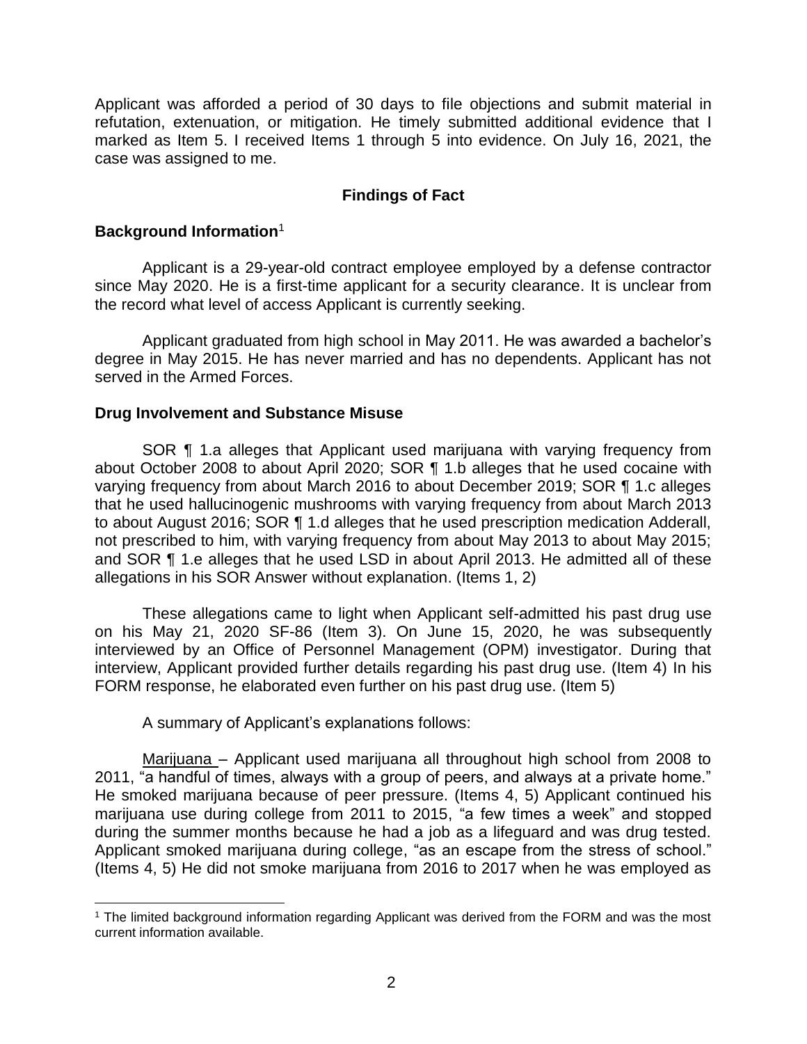Applicant was afforded a period of 30 days to file objections and submit material in refutation, extenuation, or mitigation. He timely submitted additional evidence that I marked as Item 5. I received Items 1 through 5 into evidence. On July 16, 2021, the case was assigned to me.

## Findings of Fact

### Background Information[1]

Applicant is a 29-year-old contract employee employed by a defense contractor since May 2020. He is a first-time applicant for a security clearance. It is unclear from the record what level of access Applicant is currently seeking.

Applicant graduated from high school in May 2011. He was awarded a bachelor's degree in May 2015. He has never married and has no dependents. Applicant has not served in the Armed Forces.

### Drug Involvement and Substance Misuse

SOR ¶ 1.a alleges that Applicant used marijuana with varying frequency from about October 2008 to about April 2020; SOR ¶ 1.b alleges that he used cocaine with varying frequency from about March 2016 to about December 2019; SOR ¶ 1.c alleges that he used hallucinogenic mushrooms with varying frequency from about March 2013 to about August 2016; SOR ¶ 1.d alleges that he used prescription medication Adderall, not prescribed to him, with varying frequency from about May 2013 to about May 2015; and SOR ¶ 1.e alleges that he used LSD in about April 2013. He admitted all of these allegations in his SOR Answer without explanation. (Items 1, 2)

These allegations came to light when Applicant self-admitted his past drug use on his May 21, 2020 SF-86 (Item 3). On June 15, 2020, he was subsequently interviewed by an Office of Personnel Management (OPM) investigator. During that interview, Applicant provided further details regarding his past drug use. (Item 4) In his FORM response, he elaborated even further on his past drug use. (Item 5)

A summary of Applicant's explanations follows:

Marijuana – Applicant used marijuana all throughout high school from 2008 to 2011, "a handful of times, always with a group of peers, and always at a private home." He smoked marijuana because of peer pressure. (Items 4, 5) Applicant continued his marijuana use during college from 2011 to 2015, "a few times a week" and stopped during the summer months because he had a job as a lifeguard and was drug tested. Applicant smoked marijuana during college, "as an escape from the stress of school." (Items 4, 5) He did not smoke marijuana from 2016 to 2017 when he was employed as

[1] The limited background information regarding Applicant was derived from the FORM and was the most current information available.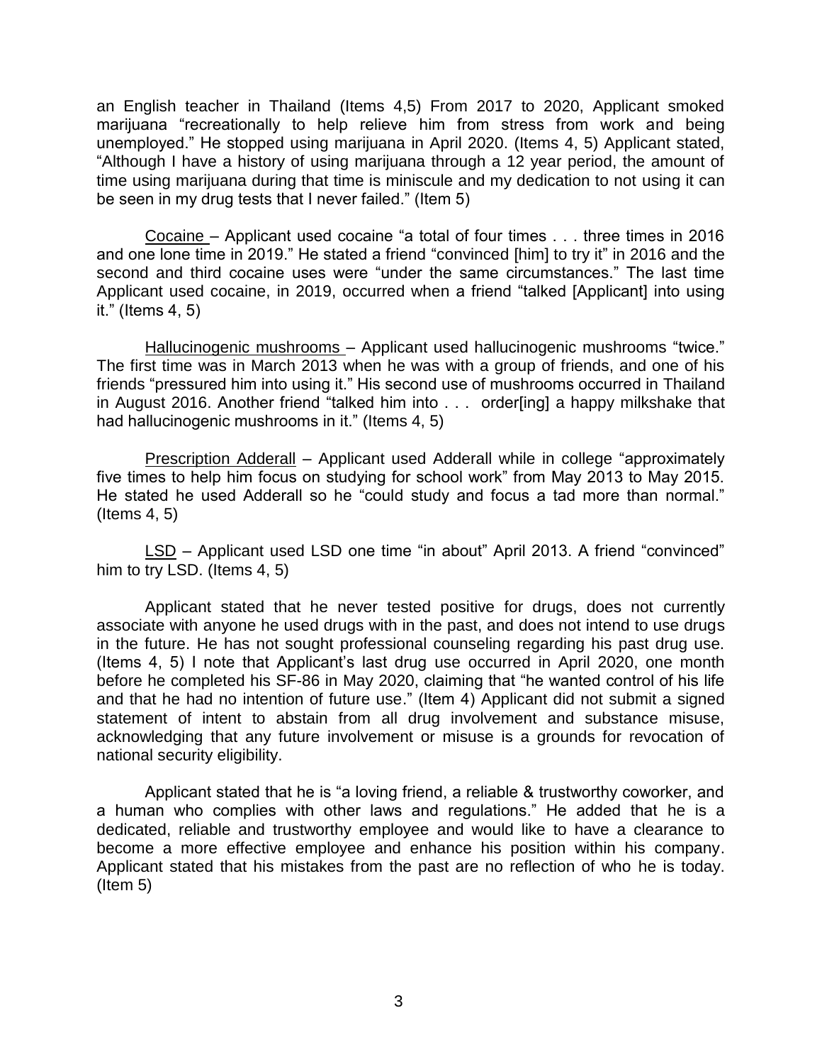an English teacher in Thailand (Items 4,5) From 2017 to 2020, Applicant smoked marijuana "recreationally to help relieve him from stress from work and being unemployed." He stopped using marijuana in April 2020. (Items 4, 5) Applicant stated, "Although I have a history of using marijuana through a 12 year period, the amount of time using marijuana during that time is miniscule and my dedication to not using it can be seen in my drug tests that I never failed." (Item 5)

<u>Cocaine</u> – Applicant used cocaine "a total of four times . . . three times in 2016 and one lone time in 2019." He stated a friend "convinced [him] to try it" in 2016 and the second and third cocaine uses were "under the same circumstances." The last time Applicant used cocaine, in 2019, occurred when a friend "talked [Applicant] into using it." (Items 4, 5)

<u>Hallucinogenic mushrooms</u> – Applicant used hallucinogenic mushrooms "twice." The first time was in March 2013 when he was with a group of friends, and one of his friends "pressured him into using it." His second use of mushrooms occurred in Thailand in August 2016. Another friend "talked him into . . . order[ing] a happy milkshake that had hallucinogenic mushrooms in it." (Items 4, 5)

<u>Prescription Adderall</u> – Applicant used Adderall while in college "approximately five times to help him focus on studying for school work" from May 2013 to May 2015. He stated he used Adderall so he "could study and focus a tad more than normal." (Items 4, 5)

<u>LSD</u> – Applicant used LSD one time "in about" April 2013. A friend "convinced" him to try LSD. (Items 4, 5)

Applicant stated that he never tested positive for drugs, does not currently associate with anyone he used drugs with in the past, and does not intend to use drugs in the future. He has not sought professional counseling regarding his past drug use. (Items 4, 5) I note that Applicant's last drug use occurred in April 2020, one month before he completed his SF-86 in May 2020, claiming that "he wanted control of his life and that he had no intention of future use." (Item 4) Applicant did not submit a signed statement of intent to abstain from all drug involvement and substance misuse, acknowledging that any future involvement or misuse is a grounds for revocation of national security eligibility.

Applicant stated that he is "a loving friend, a reliable & trustworthy coworker, and a human who complies with other laws and regulations." He added that he is a dedicated, reliable and trustworthy employee and would like to have a clearance to become a more effective employee and enhance his position within his company. Applicant stated that his mistakes from the past are no reflection of who he is today. (Item 5)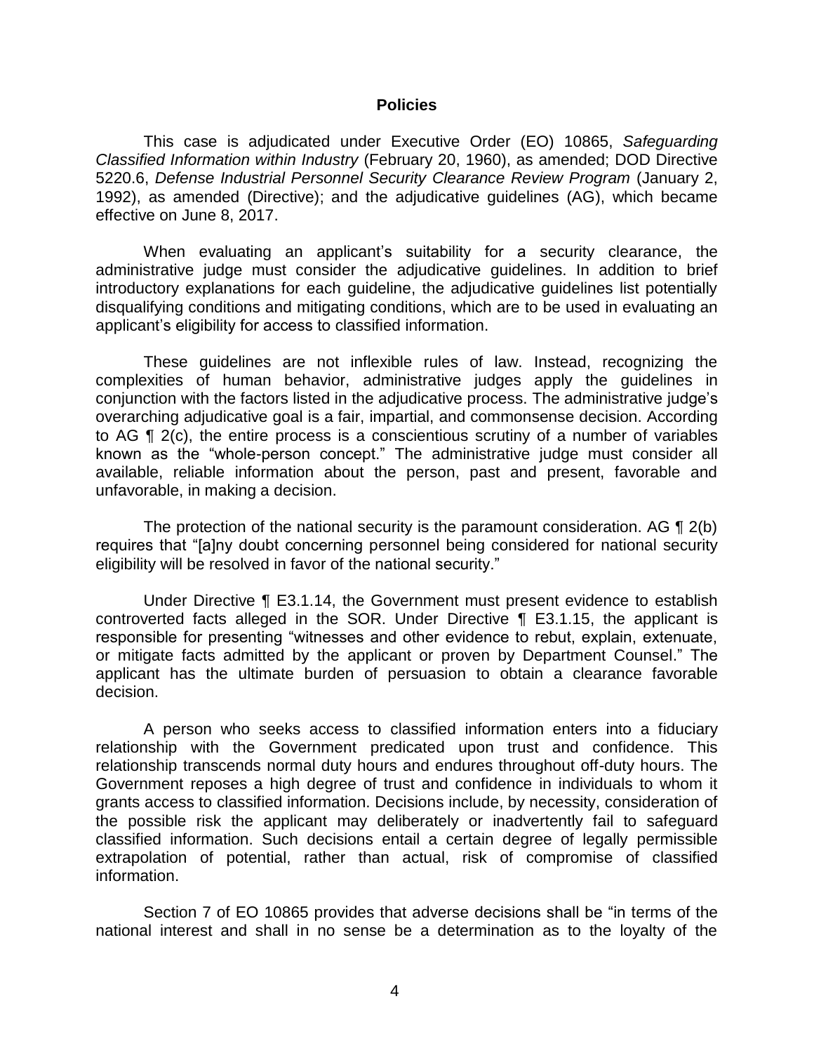## Policies

This case is adjudicated under Executive Order (EO) 10865, *Safeguarding Classified Information within Industry* (February 20, 1960), as amended; DOD Directive 5220.6, *Defense Industrial Personnel Security Clearance Review Program* (January 2, 1992), as amended (Directive); and the adjudicative guidelines (AG), which became effective on June 8, 2017.

When evaluating an applicant's suitability for a security clearance, the administrative judge must consider the adjudicative guidelines. In addition to brief introductory explanations for each guideline, the adjudicative guidelines list potentially disqualifying conditions and mitigating conditions, which are to be used in evaluating an applicant's eligibility for access to classified information.

These guidelines are not inflexible rules of law. Instead, recognizing the complexities of human behavior, administrative judges apply the guidelines in conjunction with the factors listed in the adjudicative process. The administrative judge's overarching adjudicative goal is a fair, impartial, and commonsense decision. According to AG ¶ 2(c), the entire process is a conscientious scrutiny of a number of variables known as the "whole-person concept." The administrative judge must consider all available, reliable information about the person, past and present, favorable and unfavorable, in making a decision.

The protection of the national security is the paramount consideration. AG ¶ 2(b) requires that "[a]ny doubt concerning personnel being considered for national security eligibility will be resolved in favor of the national security."

Under Directive ¶ E3.1.14, the Government must present evidence to establish controverted facts alleged in the SOR. Under Directive ¶ E3.1.15, the applicant is responsible for presenting "witnesses and other evidence to rebut, explain, extenuate, or mitigate facts admitted by the applicant or proven by Department Counsel." The applicant has the ultimate burden of persuasion to obtain a clearance favorable decision.

A person who seeks access to classified information enters into a fiduciary relationship with the Government predicated upon trust and confidence. This relationship transcends normal duty hours and endures throughout off-duty hours. The Government reposes a high degree of trust and confidence in individuals to whom it grants access to classified information. Decisions include, by necessity, consideration of the possible risk the applicant may deliberately or inadvertently fail to safeguard classified information. Such decisions entail a certain degree of legally permissible extrapolation of potential, rather than actual, risk of compromise of classified information.

Section 7 of EO 10865 provides that adverse decisions shall be "in terms of the national interest and shall in no sense be a determination as to the loyalty of the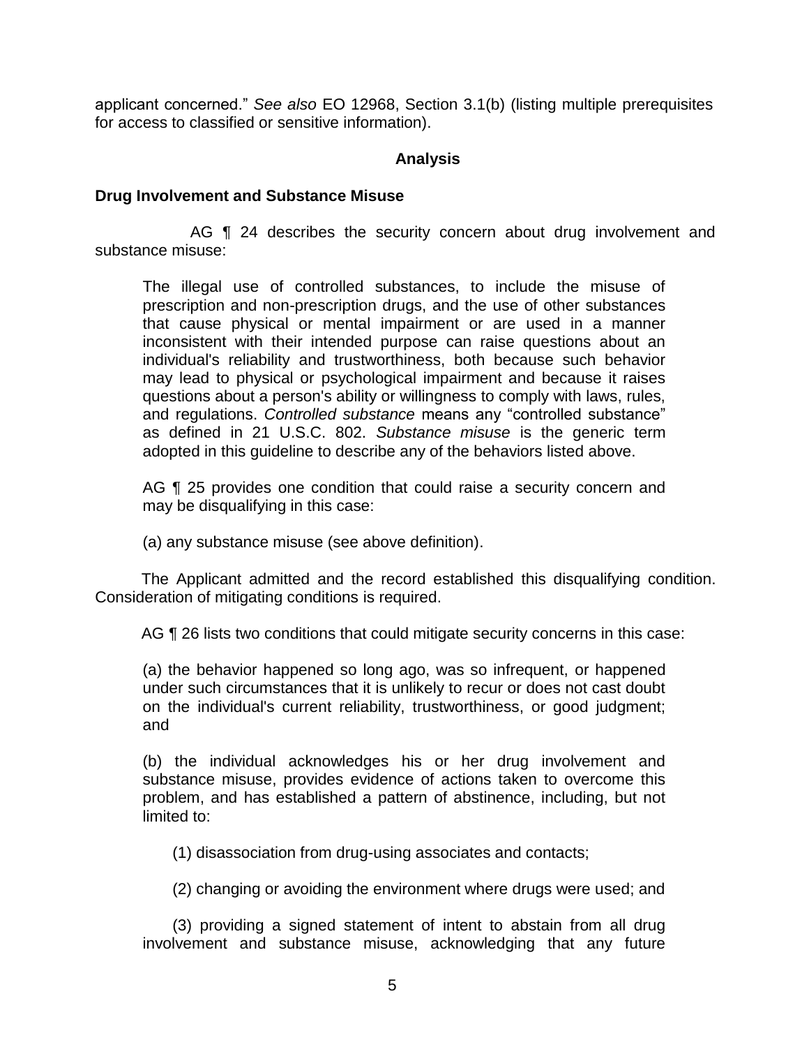applicant concerned." *See also* EO 12968, Section 3.1(b) (listing multiple prerequisites for access to classified or sensitive information).

## Analysis

### Drug Involvement and Substance Misuse

AG ¶ 24 describes the security concern about drug involvement and substance misuse:

> The illegal use of controlled substances, to include the misuse of prescription and non-prescription drugs, and the use of other substances that cause physical or mental impairment or are used in a manner inconsistent with their intended purpose can raise questions about an individual's reliability and trustworthiness, both because such behavior may lead to physical or psychological impairment and because it raises questions about a person's ability or willingness to comply with laws, rules, and regulations. *Controlled substance* means any "controlled substance" as defined in 21 U.S.C. 802. *Substance misuse* is the generic term adopted in this guideline to describe any of the behaviors listed above.

AG ¶ 25 provides one condition that could raise a security concern and may be disqualifying in this case:

> (a) any substance misuse (see above definition).

The Applicant admitted and the record established this disqualifying condition. Consideration of mitigating conditions is required.

AG ¶ 26 lists two conditions that could mitigate security concerns in this case:

> (a) the behavior happened so long ago, was so infrequent, or happened under such circumstances that it is unlikely to recur or does not cast doubt on the individual's current reliability, trustworthiness, or good judgment; and
>
> (b) the individual acknowledges his or her drug involvement and substance misuse, provides evidence of actions taken to overcome this problem, and has established a pattern of abstinence, including, but not limited to:
>
> (1) disassociation from drug-using associates and contacts;
>
> (2) changing or avoiding the environment where drugs were used; and
>
> (3) providing a signed statement of intent to abstain from all drug involvement and substance misuse, acknowledging that any future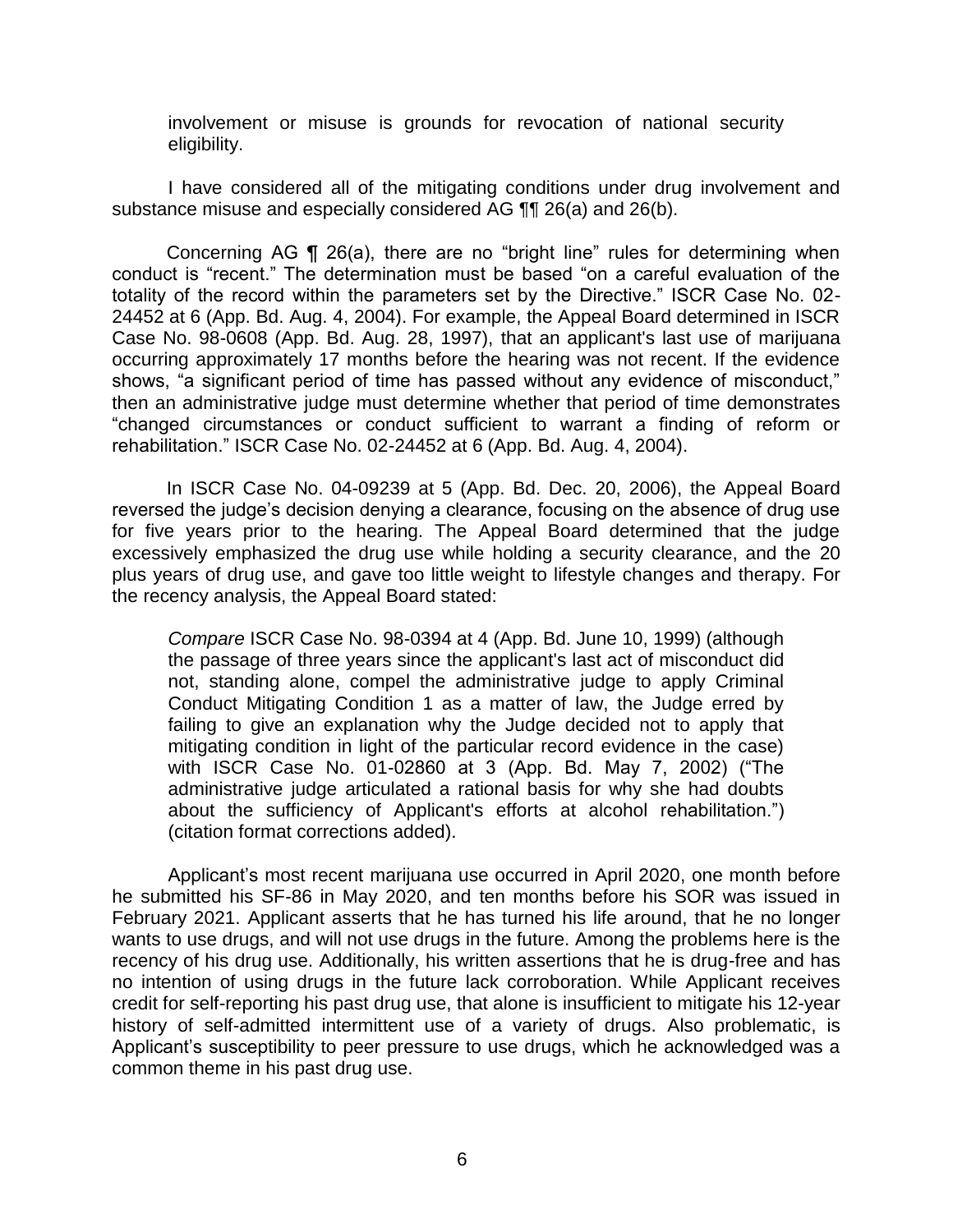involvement or misuse is grounds for revocation of national security eligibility.

I have considered all of the mitigating conditions under drug involvement and substance misuse and especially considered AG ¶¶ 26(a) and 26(b).

Concerning AG ¶ 26(a), there are no "bright line" rules for determining when conduct is "recent." The determination must be based "on a careful evaluation of the totality of the record within the parameters set by the Directive." ISCR Case No. 02-24452 at 6 (App. Bd. Aug. 4, 2004). For example, the Appeal Board determined in ISCR Case No. 98-0608 (App. Bd. Aug. 28, 1997), that an applicant's last use of marijuana occurring approximately 17 months before the hearing was not recent. If the evidence shows, "a significant period of time has passed without any evidence of misconduct," then an administrative judge must determine whether that period of time demonstrates "changed circumstances or conduct sufficient to warrant a finding of reform or rehabilitation." ISCR Case No. 02-24452 at 6 (App. Bd. Aug. 4, 2004).

In ISCR Case No. 04-09239 at 5 (App. Bd. Dec. 20, 2006), the Appeal Board reversed the judge's decision denying a clearance, focusing on the absence of drug use for five years prior to the hearing. The Appeal Board determined that the judge excessively emphasized the drug use while holding a security clearance, and the 20 plus years of drug use, and gave too little weight to lifestyle changes and therapy. For the recency analysis, the Appeal Board stated:

> *Compare* ISCR Case No. 98-0394 at 4 (App. Bd. June 10, 1999) (although the passage of three years since the applicant's last act of misconduct did not, standing alone, compel the administrative judge to apply Criminal Conduct Mitigating Condition 1 as a matter of law, the Judge erred by failing to give an explanation why the Judge decided not to apply that mitigating condition in light of the particular record evidence in the case) with ISCR Case No. 01-02860 at 3 (App. Bd. May 7, 2002) ("The administrative judge articulated a rational basis for why she had doubts about the sufficiency of Applicant's efforts at alcohol rehabilitation.") (citation format corrections added).

Applicant's most recent marijuana use occurred in April 2020, one month before he submitted his SF-86 in May 2020, and ten months before his SOR was issued in February 2021. Applicant asserts that he has turned his life around, that he no longer wants to use drugs, and will not use drugs in the future. Among the problems here is the recency of his drug use. Additionally, his written assertions that he is drug-free and has no intention of using drugs in the future lack corroboration. While Applicant receives credit for self-reporting his past drug use, that alone is insufficient to mitigate his 12-year history of self-admitted intermittent use of a variety of drugs. Also problematic, is Applicant's susceptibility to peer pressure to use drugs, which he acknowledged was a common theme in his past drug use.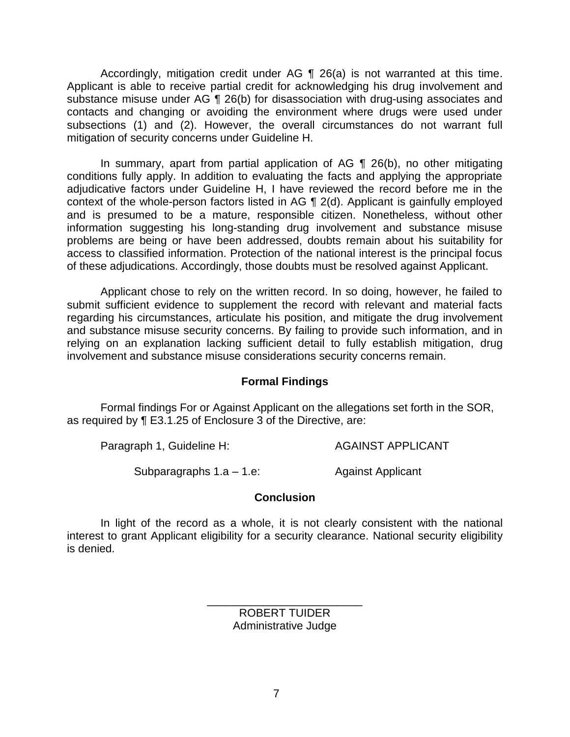Accordingly, mitigation credit under AG ¶ 26(a) is not warranted at this time. Applicant is able to receive partial credit for acknowledging his drug involvement and substance misuse under AG ¶ 26(b) for disassociation with drug-using associates and contacts and changing or avoiding the environment where drugs were used under subsections (1) and (2). However, the overall circumstances do not warrant full mitigation of security concerns under Guideline H.

In summary, apart from partial application of AG ¶ 26(b), no other mitigating conditions fully apply. In addition to evaluating the facts and applying the appropriate adjudicative factors under Guideline H, I have reviewed the record before me in the context of the whole-person factors listed in AG ¶ 2(d). Applicant is gainfully employed and is presumed to be a mature, responsible citizen. Nonetheless, without other information suggesting his long-standing drug involvement and substance misuse problems are being or have been addressed, doubts remain about his suitability for access to classified information. Protection of the national interest is the principal focus of these adjudications. Accordingly, those doubts must be resolved against Applicant.

Applicant chose to rely on the written record. In so doing, however, he failed to submit sufficient evidence to supplement the record with relevant and material facts regarding his circumstances, articulate his position, and mitigate the drug involvement and substance misuse security concerns. By failing to provide such information, and in relying on an explanation lacking sufficient detail to fully establish mitigation, drug involvement and substance misuse considerations security concerns remain.

## Formal Findings

Formal findings For or Against Applicant on the allegations set forth in the SOR, as required by ¶ E3.1.25 of Enclosure 3 of the Directive, are:

| | |
|---|---|
| Paragraph 1, Guideline H: | AGAINST APPLICANT |
| Subparagraphs 1.a – 1.e: | Against Applicant |

## Conclusion

In light of the record as a whole, it is not clearly consistent with the national interest to grant Applicant eligibility for a security clearance. National security eligibility is denied.

\_\_\_\_\_\_\_\_\_\_\_\_\_\_\_\_\_\_\_\_\_\_\_\_

ROBERT TUIDER
Administrative Judge